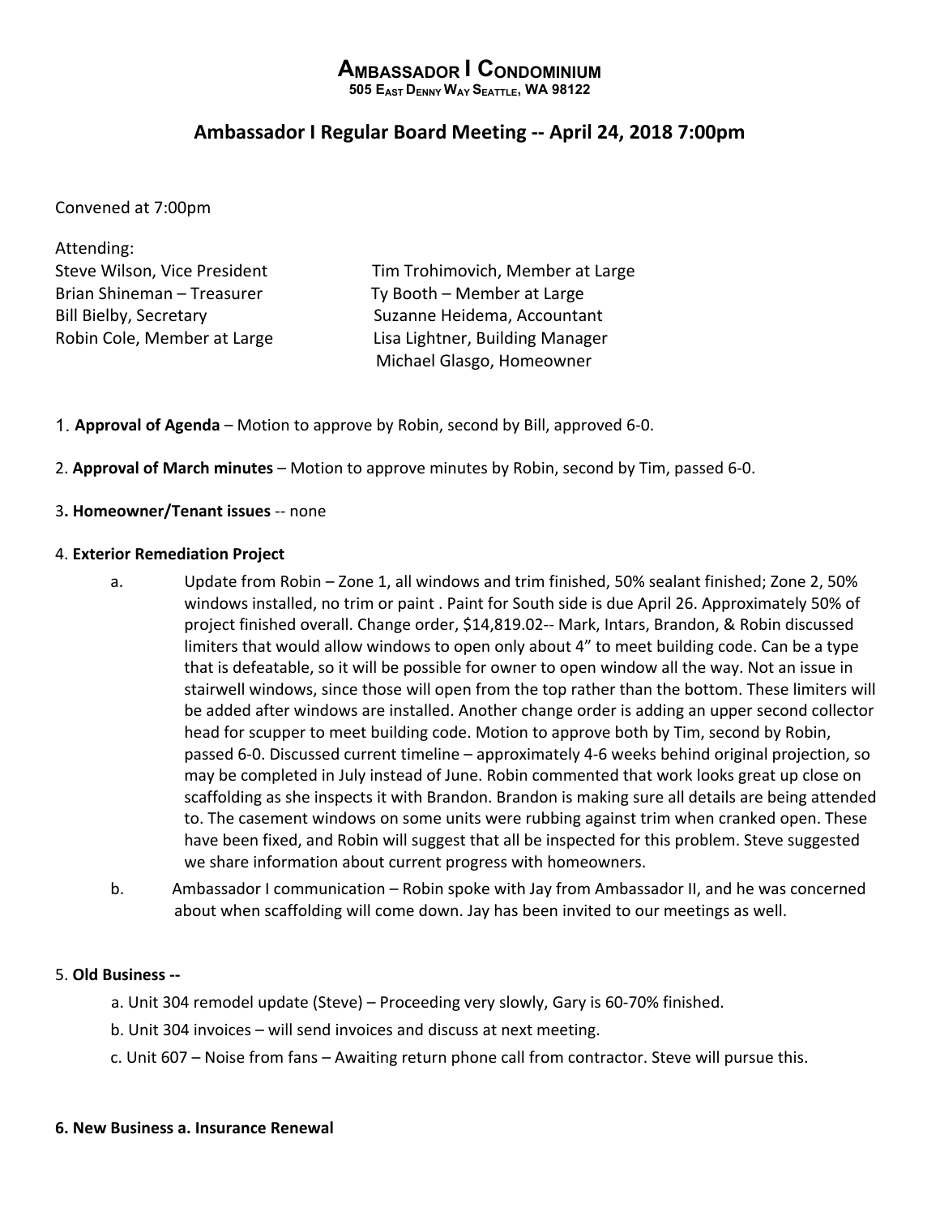# Ambassador I Condominium

505 East Denny Way Seattle, WA 98122

## Ambassador I Regular Board Meeting -- April 24, 2018 7:00pm

Convened at 7:00pm

Attending:

Steve Wilson, Vice President
Brian Shineman – Treasurer
Bill Bielby, Secretary
Robin Cole, Member at Large
Tim Trohimovich, Member at Large
Ty Booth – Member at Large
Suzanne Heidema, Accountant
Lisa Lightner, Building Manager
Michael Glasgo, Homeowner

1. **Approval of Agenda** – Motion to approve by Robin, second by Bill, approved 6-0.

2. **Approval of March minutes** – Motion to approve minutes by Robin, second by Tim, passed 6-0.

3. **Homeowner/Tenant issues** -- none

4. **Exterior Remediation Project**

   a. Update from Robin – Zone 1, all windows and trim finished, 50% sealant finished; Zone 2, 50% windows installed, no trim or paint . Paint for South side is due April 26. Approximately 50% of project finished overall. Change order, $14,819.02-- Mark, Intars, Brandon, & Robin discussed limiters that would allow windows to open only about 4" to meet building code. Can be a type that is defeatable, so it will be possible for owner to open window all the way. Not an issue in stairwell windows, since those will open from the top rather than the bottom. These limiters will be added after windows are installed. Another change order is adding an upper second collector head for scupper to meet building code. Motion to approve both by Tim, second by Robin, passed 6-0. Discussed current timeline – approximately 4-6 weeks behind original projection, so may be completed in July instead of June. Robin commented that work looks great up close on scaffolding as she inspects it with Brandon. Brandon is making sure all details are being attended to. The casement windows on some units were rubbing against trim when cranked open. These have been fixed, and Robin will suggest that all be inspected for this problem. Steve suggested we share information about current progress with homeowners.

   b. Ambassador I communication – Robin spoke with Jay from Ambassador II, and he was concerned about when scaffolding will come down. Jay has been invited to our meetings as well.

5. **Old Business --**

   a. Unit 304 remodel update (Steve) – Proceeding very slowly, Gary is 60-70% finished.

   b. Unit 304 invoices – will send invoices and discuss at next meeting.

   c. Unit 607 – Noise from fans – Awaiting return phone call from contractor. Steve will pursue this.

**6. New Business a. Insurance Renewal**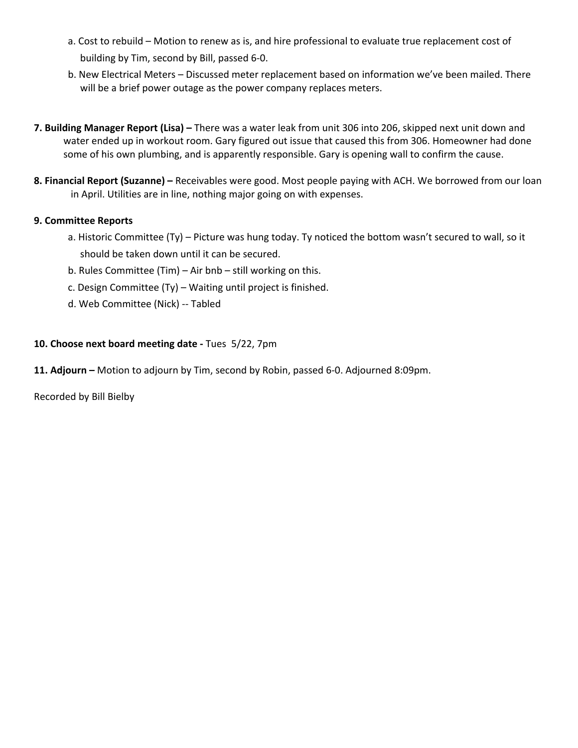a. Cost to rebuild – Motion to renew as is, and hire professional to evaluate true replacement cost of building by Tim, second by Bill, passed 6-0.

b. New Electrical Meters – Discussed meter replacement based on information we've been mailed. There will be a brief power outage as the power company replaces meters.

**7. Building Manager Report (Lisa) –** There was a water leak from unit 306 into 206, skipped next unit down and water ended up in workout room. Gary figured out issue that caused this from 306. Homeowner had done some of his own plumbing, and is apparently responsible. Gary is opening wall to confirm the cause.

**8. Financial Report (Suzanne) –** Receivables were good. Most people paying with ACH. We borrowed from our loan in April. Utilities are in line, nothing major going on with expenses.

**9. Committee Reports**

a. Historic Committee (Ty) – Picture was hung today. Ty noticed the bottom wasn't secured to wall, so it should be taken down until it can be secured.

b. Rules Committee (Tim) – Air bnb – still working on this.

c. Design Committee (Ty) – Waiting until project is finished.

d. Web Committee (Nick) -- Tabled

**10. Choose next board meeting date -** Tues 5/22, 7pm

**11. Adjourn –** Motion to adjourn by Tim, second by Robin, passed 6-0. Adjourned 8:09pm.

Recorded by Bill Bielby